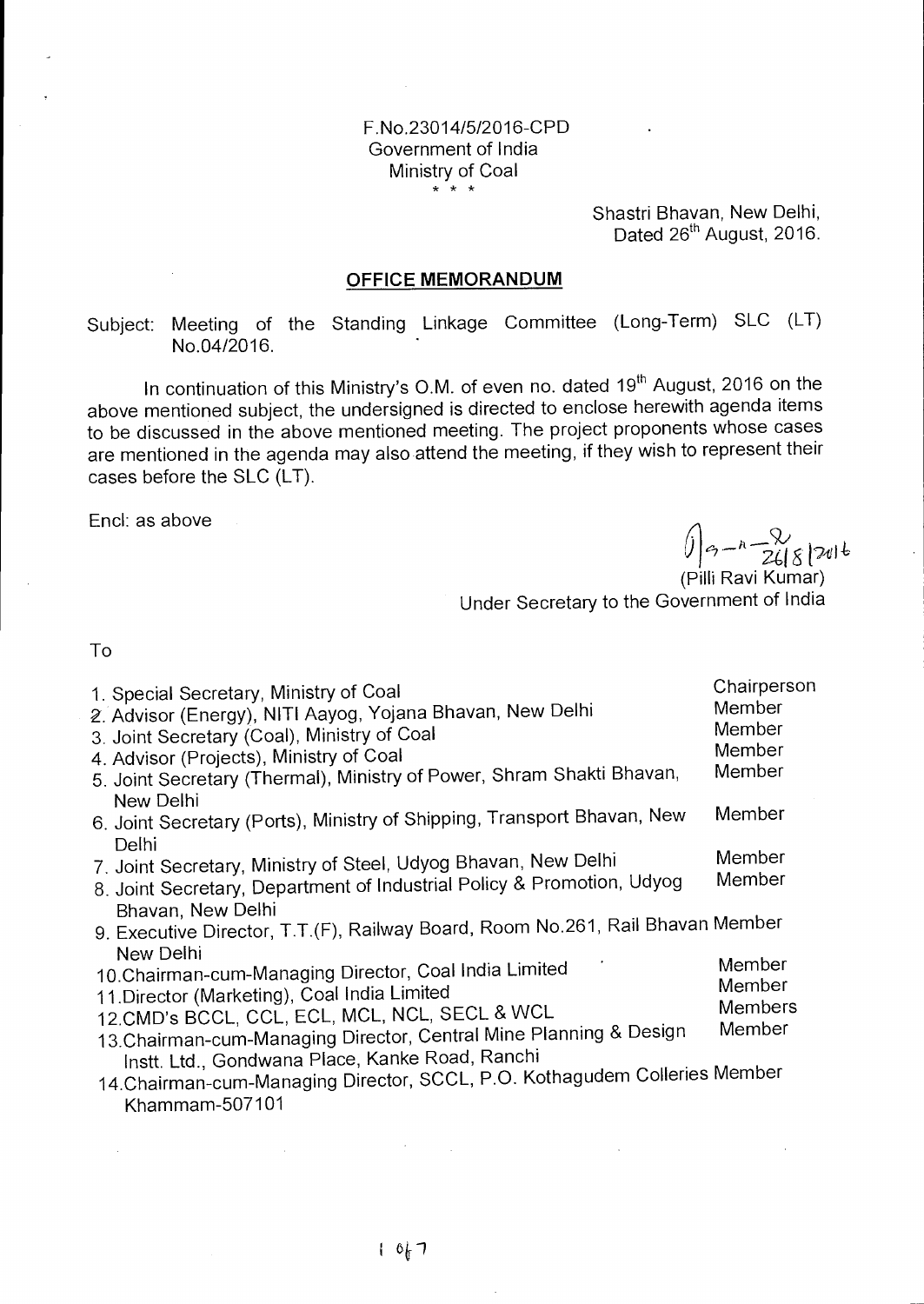F.No.23014/5/2016-CPD
Government of India
Ministry of Coal
\* \* \*

Shastri Bhavan, New Delhi,
Dated 26th August, 2016.

## OFFICE MEMORANDUM

Subject: Meeting of the Standing Linkage Committee (Long-Term) SLC (LT) No.04/2016.

In continuation of this Ministry's O.M. of even no. dated 19th August, 2016 on the above mentioned subject, the undersigned is directed to enclose herewith agenda items to be discussed in the above mentioned meeting. The project proponents whose cases are mentioned in the agenda may also attend the meeting, if they wish to represent their cases before the SLC (LT).

Encl: as above

(Pilli Ravi Kumar)
Under Secretary to the Government of India

To

| | |
|---|---|
| 1. Special Secretary, Ministry of Coal | Chairperson |
| 2. Advisor (Energy), NITI Aayog, Yojana Bhavan, New Delhi | Member |
| 3. Joint Secretary (Coal), Ministry of Coal | Member |
| 4. Advisor (Projects), Ministry of Coal | Member |
| 5. Joint Secretary (Thermal), Ministry of Power, Shram Shakti Bhavan, New Delhi | Member |
| 6. Joint Secretary (Ports), Ministry of Shipping, Transport Bhavan, New Delhi | Member |
| 7. Joint Secretary, Ministry of Steel, Udyog Bhavan, New Delhi | Member |
| 8. Joint Secretary, Department of Industrial Policy & Promotion, Udyog Bhavan, New Delhi | Member |
| 9. Executive Director, T.T.(F), Railway Board, Room No.261, Rail Bhavan New Delhi | Member |
| 10. Chairman-cum-Managing Director, Coal India Limited | Member |
| 11. Director (Marketing), Coal India Limited | Member |
| 12. CMD's BCCL, CCL, ECL, MCL, NCL, SECL & WCL | Members |
| 13. Chairman-cum-Managing Director, Central Mine Planning & Design Instt. Ltd., Gondwana Place, Kanke Road, Ranchi | Member |
| 14. Chairman-cum-Managing Director, SCCL, P.O. Kothagudem Colleries Khammam-507101 | Member |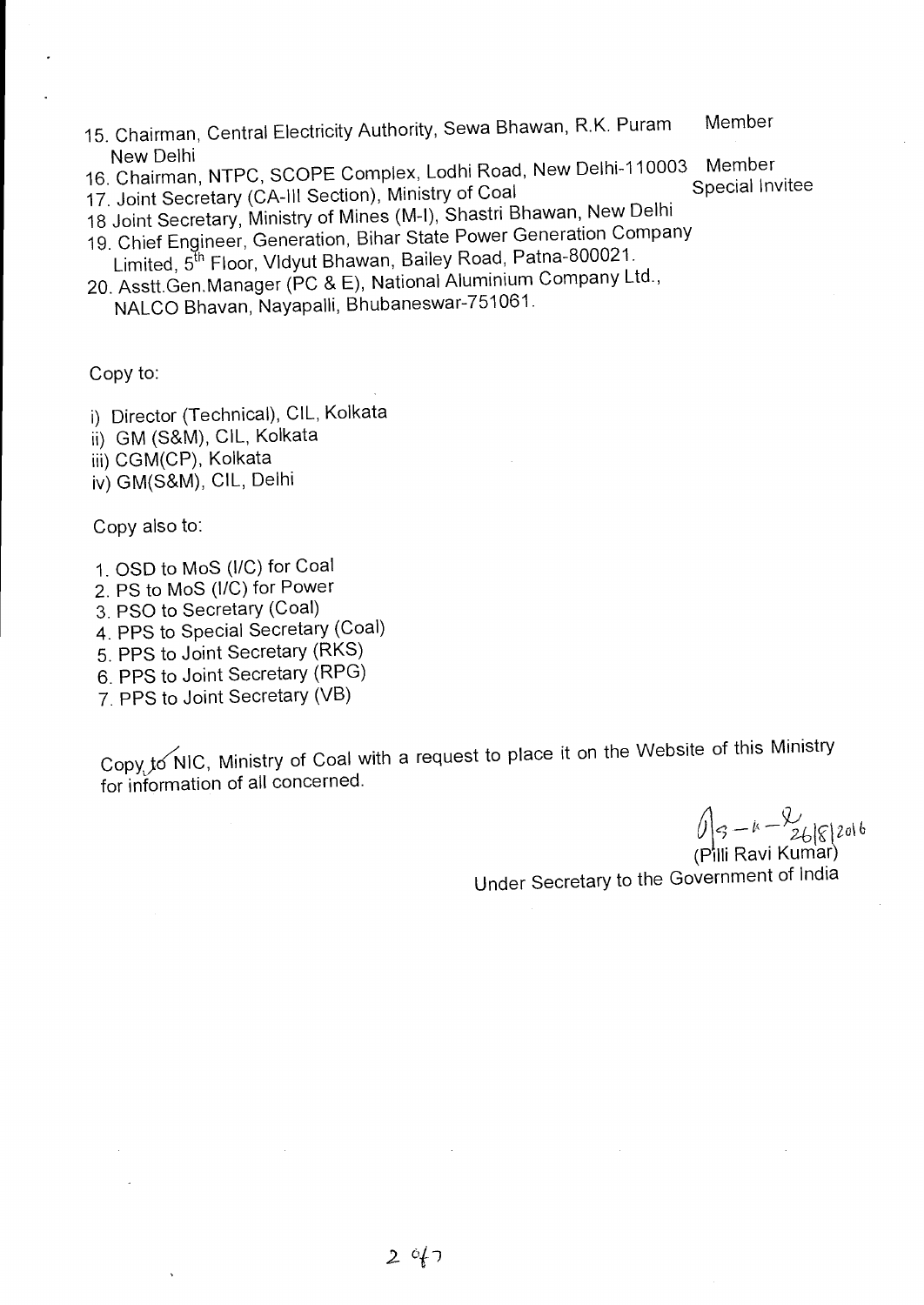15. Chairman, Central Electricity Authority, Sewa Bhawan, R.K. Puram New Delhi — Member
16. Chairman, NTPC, SCOPE Complex, Lodhi Road, New Delhi-110003 — Member
17. Joint Secretary (CA-III Section), Ministry of Coal — Special Invitee
18. Joint Secretary, Ministry of Mines (M-I), Shastri Bhawan, New Delhi
19. Chief Engineer, Generation, Bihar State Power Generation Company Limited, 5th Floor, Vidyut Bhawan, Bailey Road, Patna-800021.
20. Asstt.Gen.Manager (PC & E), National Aluminium Company Ltd., NALCO Bhavan, Nayapalli, Bhubaneswar-751061.

Copy to:

i) Director (Technical), CIL, Kolkata
ii) GM (S&M), CIL, Kolkata
iii) CGM(CP), Kolkata
iv) GM(S&M), CIL, Delhi

Copy also to:

1. OSD to MoS (I/C) for Coal
2. PS to MoS (I/C) for Power
3. PSO to Secretary (Coal)
4. PPS to Special Secretary (Coal)
5. PPS to Joint Secretary (RKS)
6. PPS to Joint Secretary (RPG)
7. PPS to Joint Secretary (VB)

Copy to NIC, Ministry of Coal with a request to place it on the Website of this Ministry for information of all concerned.

26/8/2016
(Pilli Ravi Kumar)
Under Secretary to the Government of India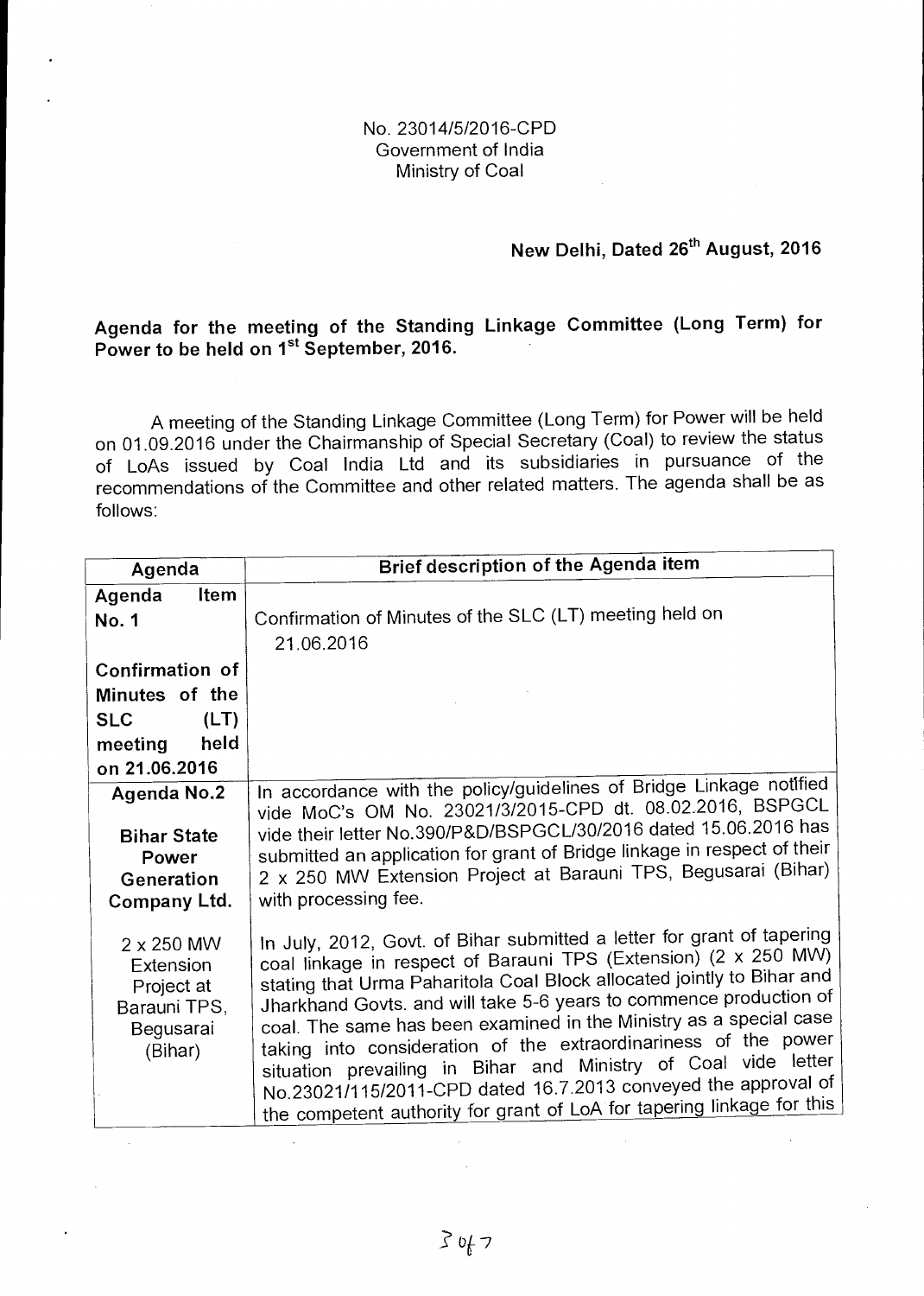No. 23014/5/2016-CPD
Government of India
Ministry of Coal

**New Delhi, Dated 26th August, 2016**

**Agenda for the meeting of the Standing Linkage Committee (Long Term) for Power to be held on 1st September, 2016.**

A meeting of the Standing Linkage Committee (Long Term) for Power will be held on 01.09.2016 under the Chairmanship of Special Secretary (Coal) to review the status of LoAs issued by Coal India Ltd and its subsidiaries in pursuance of the recommendations of the Committee and other related matters. The agenda shall be as follows:

| Agenda | Brief description of the Agenda item |
|---|---|
| **Agenda Item No. 1**<br><br>**Confirmation of Minutes of the SLC (LT) meeting held on 21.06.2016** | Confirmation of Minutes of the SLC (LT) meeting held on 21.06.2016 |
| **Agenda No.2**<br><br>**Bihar State Power Generation Company Ltd.**<br><br>2 x 250 MW Extension Project at Barauni TPS, Begusarai (Bihar) | In accordance with the policy/guidelines of Bridge Linkage notified vide MoC's OM No. 23021/3/2015-CPD dt. 08.02.2016, BSPGCL vide their letter No.390/P&D/BSPGCL/30/2016 dated 15.06.2016 has submitted an application for grant of Bridge linkage in respect of their 2 x 250 MW Extension Project at Barauni TPS, Begusarai (Bihar) with processing fee.<br><br>In July, 2012, Govt. of Bihar submitted a letter for grant of tapering coal linkage in respect of Barauni TPS (Extension) (2 x 250 MW) stating that Urma Paharitola Coal Block allocated jointly to Bihar and Jharkhand Govts. and will take 5-6 years to commence production of coal. The same has been examined in the Ministry as a special case taking into consideration of the extraordinariness of the power situation prevailing in Bihar and Ministry of Coal vide letter No.23021/115/2011-CPD dated 16.7.2013 conveyed the approval of the competent authority for grant of LoA for tapering linkage for this |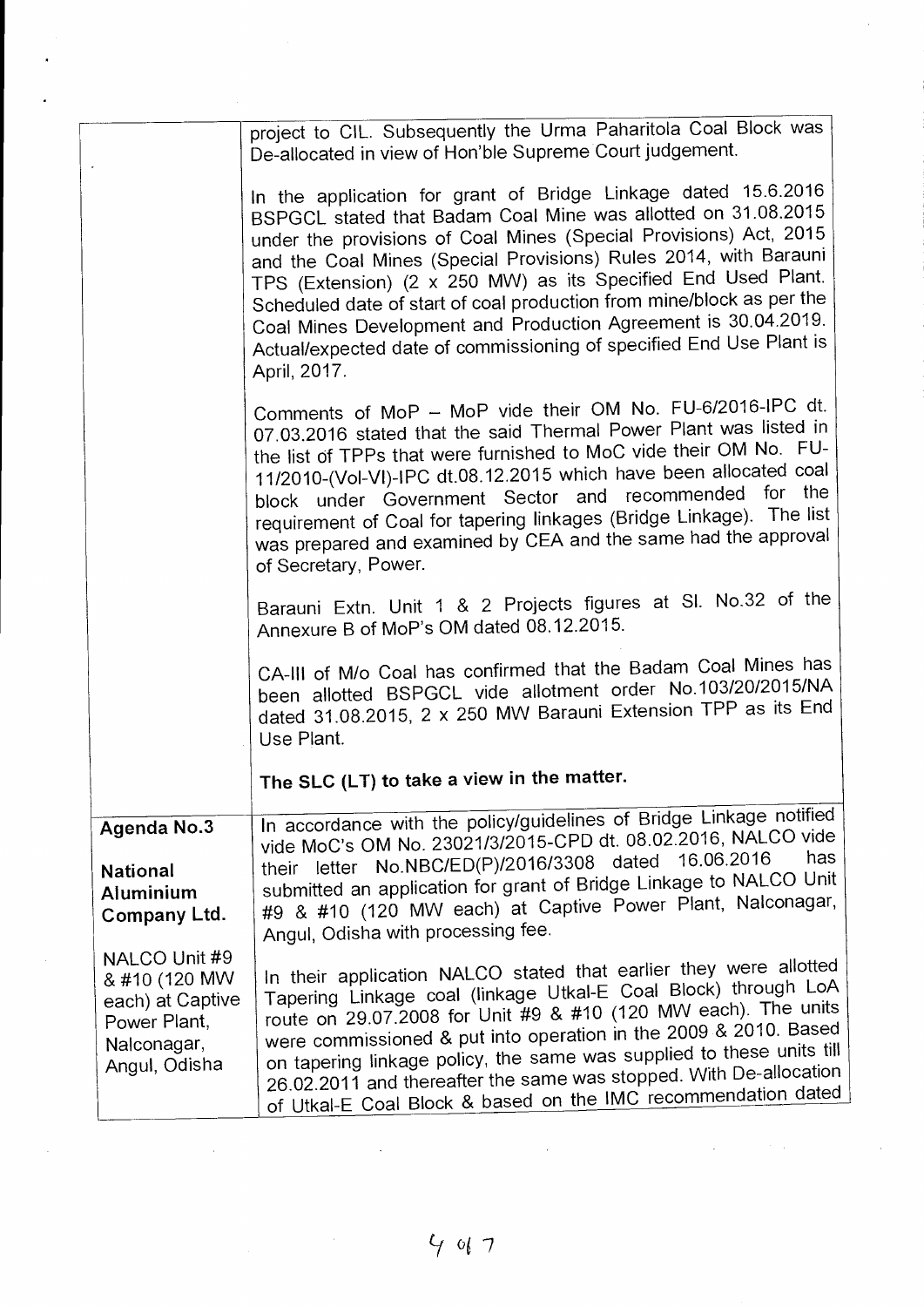| | |
|---|---|
| | project to CIL. Subsequently the Urma Paharitola Coal Block was De-allocated in view of Hon'ble Supreme Court judgement.<br><br>In the application for grant of Bridge Linkage dated 15.6.2016 BSPGCL stated that Badam Coal Mine was allotted on 31.08.2015 under the provisions of Coal Mines (Special Provisions) Act, 2015 and the Coal Mines (Special Provisions) Rules 2014, with Barauni TPS (Extension) (2 x 250 MW) as its Specified End Used Plant. Scheduled date of start of coal production from mine/block as per the Coal Mines Development and Production Agreement is 30.04.2019. Actual/expected date of commissioning of specified End Use Plant is April, 2017.<br><br>Comments of MoP – MoP vide their OM No. FU-6/2016-IPC dt. 07.03.2016 stated that the said Thermal Power Plant was listed in the list of TPPs that were furnished to MoC vide their OM No. FU-11/2010-(Vol-VI)-IPC dt.08.12.2015 which have been allocated coal block under Government Sector and recommended for the requirement of Coal for tapering linkages (Bridge Linkage). The list was prepared and examined by CEA and the same had the approval of Secretary, Power.<br><br>Barauni Extn. Unit 1 & 2 Projects figures at Sl. No.32 of the Annexure B of MoP's OM dated 08.12.2015.<br><br>CA-III of M/o Coal has confirmed that the Badam Coal Mines has been allotted BSPGCL vide allotment order No.103/20/2015/NA dated 31.08.2015, 2 x 250 MW Barauni Extension TPP as its End Use Plant.<br><br>**The SLC (LT) to take a view in the matter.** |
| **Agenda No.3**<br><br>**National Aluminium Company Ltd.**<br><br>NALCO Unit #9 & #10 (120 MW each) at Captive Power Plant, Nalconagar, Angul, Odisha | In accordance with the policy/guidelines of Bridge Linkage notified vide MoC's OM No. 23021/3/2015-CPD dt. 08.02.2016, NALCO vide their letter No.NBC/ED(P)/2016/3308 dated 16.06.2016 has submitted an application for grant of Bridge Linkage to NALCO Unit #9 & #10 (120 MW each) at Captive Power Plant, Nalconagar, Angul, Odisha with processing fee.<br><br>In their application NALCO stated that earlier they were allotted Tapering Linkage coal (linkage Utkal-E Coal Block) through LoA route on 29.07.2008 for Unit #9 & #10 (120 MW each). The units were commissioned & put into operation in the 2009 & 2010. Based on tapering linkage policy, the same was supplied to these units till 26.02.2011 and thereafter the same was stopped. With De-allocation of Utkal-E Coal Block & based on the IMC recommendation dated |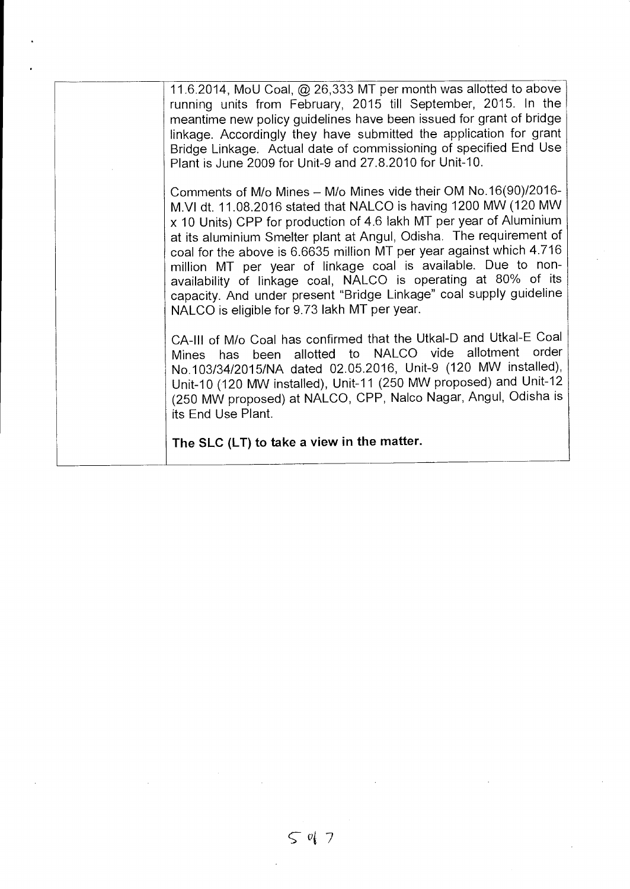| | |
|---|---|
| | 11.6.2014, MoU Coal, @ 26,333 MT per month was allotted to above running units from February, 2015 till September, 2015. In the meantime new policy guidelines have been issued for grant of bridge linkage. Accordingly they have submitted the application for grant Bridge Linkage. Actual date of commissioning of specified End Use Plant is June 2009 for Unit-9 and 27.8.2010 for Unit-10.<br><br>Comments of M/o Mines – M/o Mines vide their OM No.16(90)/2016-M.VI dt. 11.08.2016 stated that NALCO is having 1200 MW (120 MW x 10 Units) CPP for production of 4.6 lakh MT per year of Aluminium at its aluminium Smelter plant at Angul, Odisha. The requirement of coal for the above is 6.6635 million MT per year against which 4.716 million MT per year of linkage coal is available. Due to non-availability of linkage coal, NALCO is operating at 80% of its capacity. And under present "Bridge Linkage" coal supply guideline NALCO is eligible for 9.73 lakh MT per year.<br><br>CA-III of M/o Coal has confirmed that the Utkal-D and Utkal-E Coal Mines has been allotted to NALCO vide allotment order No.103/34/2015/NA dated 02.05.2016, Unit-9 (120 MW installed), Unit-10 (120 MW installed), Unit-11 (250 MW proposed) and Unit-12 (250 MW proposed) at NALCO, CPP, Nalco Nagar, Angul, Odisha is its End Use Plant.<br><br>**The SLC (LT) to take a view in the matter.** |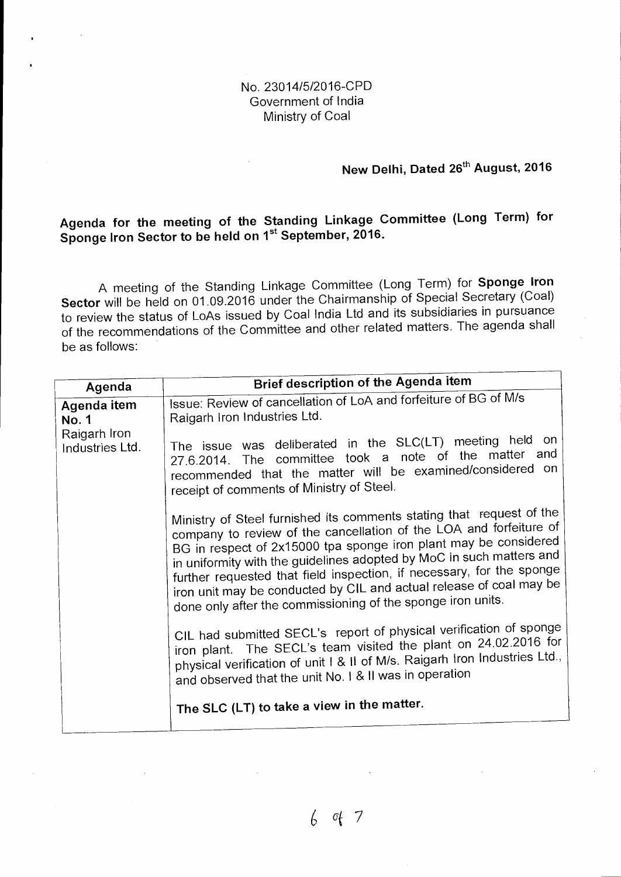No. 23014/5/2016-CPD
Government of India
Ministry of Coal

**New Delhi, Dated 26th August, 2016**

## Agenda for the meeting of the Standing Linkage Committee (Long Term) for Sponge Iron Sector to be held on 1st September, 2016.

A meeting of the Standing Linkage Committee (Long Term) for **Sponge Iron Sector** will be held on 01.09.2016 under the Chairmanship of Special Secretary (Coal) to review the status of LoAs issued by Coal India Ltd and its subsidiaries in pursuance of the recommendations of the Committee and other related matters. The agenda shall be as follows:

| Agenda | Brief description of the Agenda item |
|---|---|
| **Agenda item No. 1**<br>Raigarh Iron Industries Ltd. | Issue: Review of cancellation of LoA and forfeiture of BG of M/s Raigarh Iron Industries Ltd.<br><br>The issue was deliberated in the SLC(LT) meeting held on 27.6.2014. The committee took a note of the matter and recommended that the matter will be examined/considered on receipt of comments of Ministry of Steel.<br><br>Ministry of Steel furnished its comments stating that request of the company to review of the cancellation of the LOA and forfeiture of BG in respect of 2x15000 tpa sponge iron plant may be considered in uniformity with the guidelines adopted by MoC in such matters and further requested that field inspection, if necessary, for the sponge iron unit may be conducted by CIL and actual release of coal may be done only after the commissioning of the sponge iron units.<br><br>CIL had submitted SECL's report of physical verification of sponge iron plant. The SECL's team visited the plant on 24.02.2016 for physical verification of unit I & II of M/s. Raigarh Iron Industries Ltd., and observed that the unit No. I & II was in operation<br><br>**The SLC (LT) to take a view in the matter.** |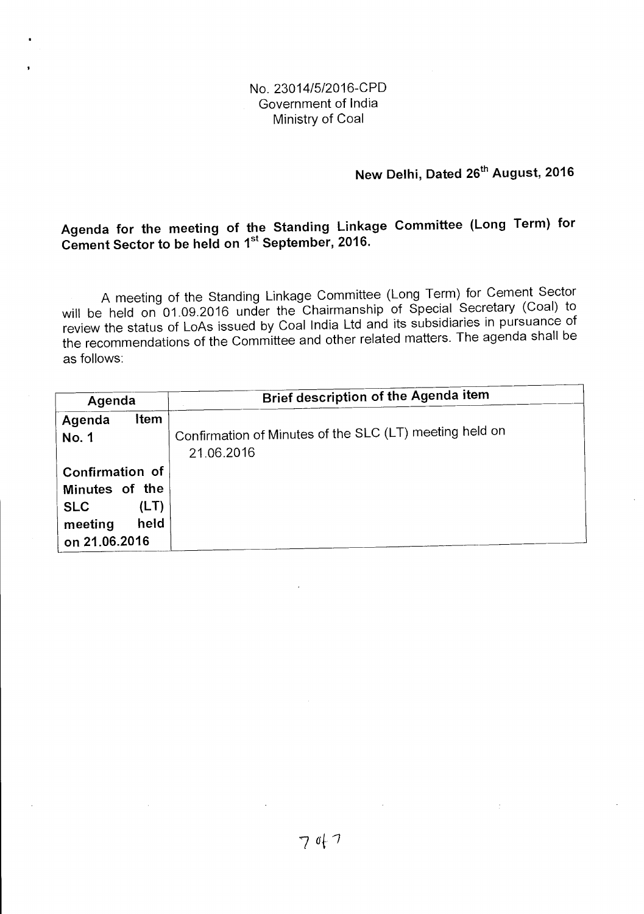No. 23014/5/2016-CPD
Government of India
Ministry of Coal

**New Delhi, Dated 26th August, 2016**

**Agenda for the meeting of the Standing Linkage Committee (Long Term) for Cement Sector to be held on 1st September, 2016.**

A meeting of the Standing Linkage Committee (Long Term) for Cement Sector will be held on 01.09.2016 under the Chairmanship of Special Secretary (Coal) to review the status of LoAs issued by Coal India Ltd and its subsidiaries in pursuance of the recommendations of the Committee and other related matters. The agenda shall be as follows:

| Agenda | Brief description of the Agenda item |
| --- | --- |
| **Agenda Item No. 1**<br><br>**Confirmation of Minutes of the SLC (LT) meeting held on 21.06.2016** | Confirmation of Minutes of the SLC (LT) meeting held on 21.06.2016 |